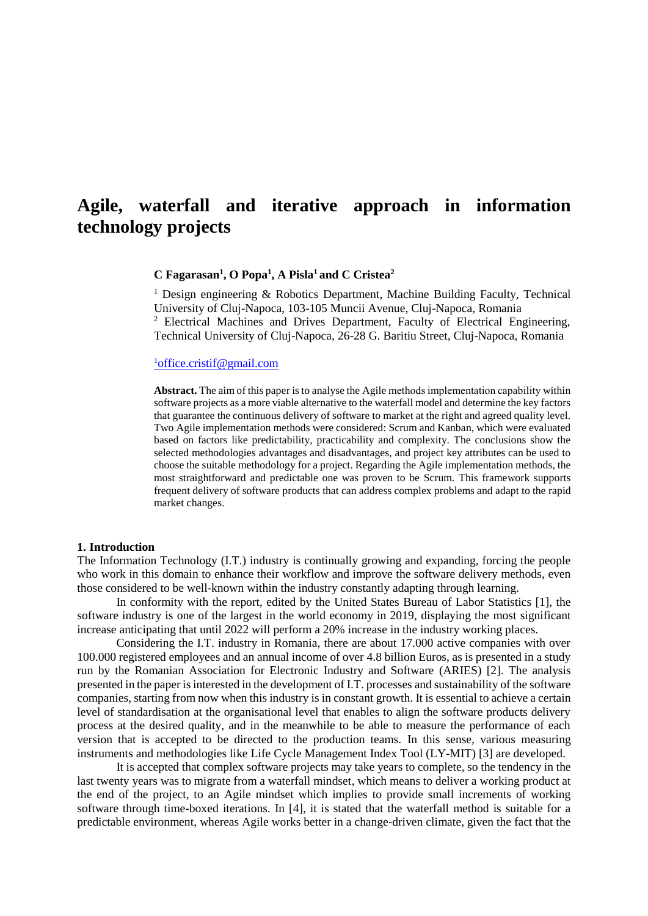# Agile, waterfall and iterative approach in information technology projects

**C Fagarasan[1], O Popa[1], A Pisla[1] and C Cristea[2]**

[1] Design engineering & Robotics Department, Machine Building Faculty, Technical University of Cluj-Napoca, 103-105 Muncii Avenue, Cluj-Napoca, Romania

[2] Electrical Machines and Drives Department, Faculty of Electrical Engineering, Technical University of Cluj-Napoca, 26-28 G. Baritiu Street, Cluj-Napoca, Romania

[1]office.cristif@gmail.com

**Abstract.** The aim of this paper is to analyse the Agile methods implementation capability within software projects as a more viable alternative to the waterfall model and determine the key factors that guarantee the continuous delivery of software to market at the right and agreed quality level. Two Agile implementation methods were considered: Scrum and Kanban, which were evaluated based on factors like predictability, practicability and complexity. The conclusions show the selected methodologies advantages and disadvantages, and project key attributes can be used to choose the suitable methodology for a project. Regarding the Agile implementation methods, the most straightforward and predictable one was proven to be Scrum. This framework supports frequent delivery of software products that can address complex problems and adapt to the rapid market changes.

## 1. Introduction

The Information Technology (I.T.) industry is continually growing and expanding, forcing the people who work in this domain to enhance their workflow and improve the software delivery methods, even those considered to be well-known within the industry constantly adapting through learning.

In conformity with the report, edited by the United States Bureau of Labor Statistics [1], the software industry is one of the largest in the world economy in 2019, displaying the most significant increase anticipating that until 2022 will perform a 20% increase in the industry working places.

Considering the I.T. industry in Romania, there are about 17.000 active companies with over 100.000 registered employees and an annual income of over 4.8 billion Euros, as is presented in a study run by the Romanian Association for Electronic Industry and Software (ARIES) [2]. The analysis presented in the paper is interested in the development of I.T. processes and sustainability of the software companies, starting from now when this industry is in constant growth. It is essential to achieve a certain level of standardisation at the organisational level that enables to align the software products delivery process at the desired quality, and in the meanwhile to be able to measure the performance of each version that is accepted to be directed to the production teams. In this sense, various measuring instruments and methodologies like Life Cycle Management Index Tool (LY-MIT) [3] are developed.

It is accepted that complex software projects may take years to complete, so the tendency in the last twenty years was to migrate from a waterfall mindset, which means to deliver a working product at the end of the project, to an Agile mindset which implies to provide small increments of working software through time-boxed iterations. In [4], it is stated that the waterfall method is suitable for a predictable environment, whereas Agile works better in a change-driven climate, given the fact that the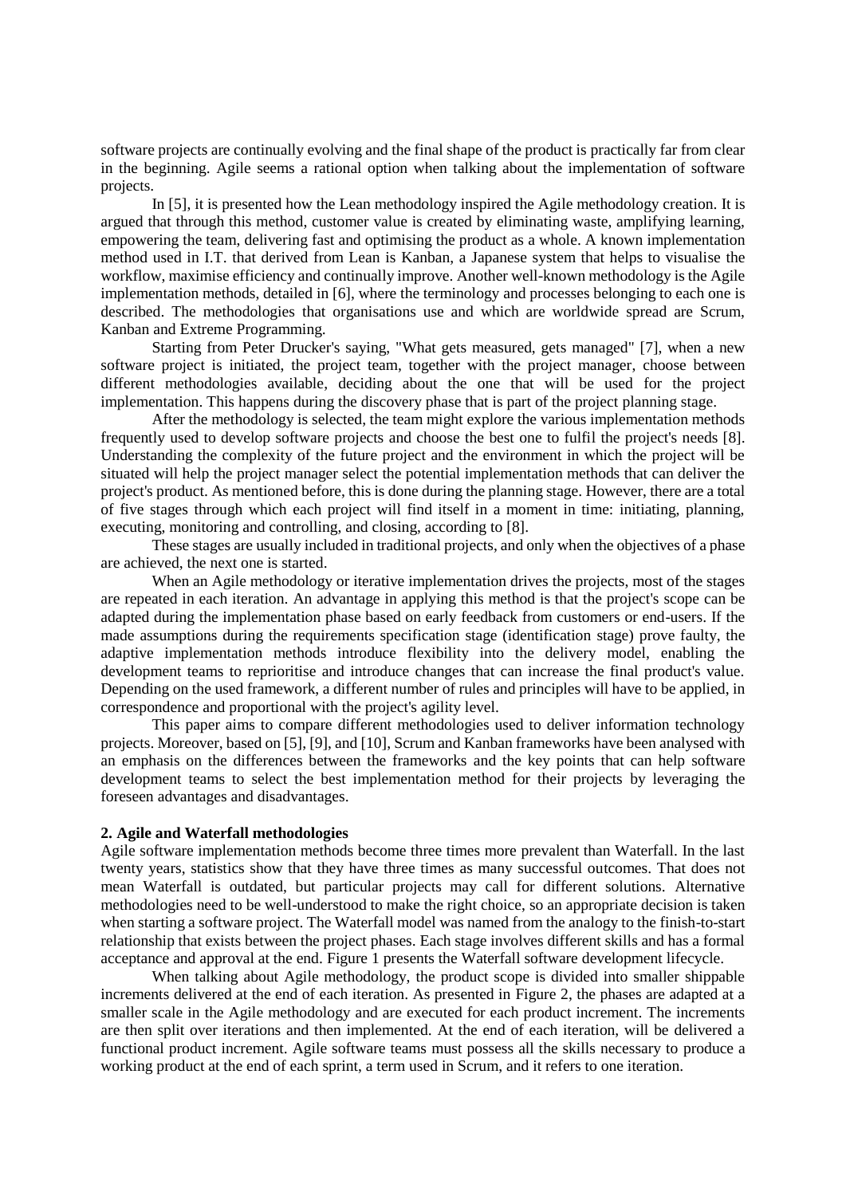software projects are continually evolving and the final shape of the product is practically far from clear in the beginning. Agile seems a rational option when talking about the implementation of software projects.

In [5], it is presented how the Lean methodology inspired the Agile methodology creation. It is argued that through this method, customer value is created by eliminating waste, amplifying learning, empowering the team, delivering fast and optimising the product as a whole. A known implementation method used in I.T. that derived from Lean is Kanban, a Japanese system that helps to visualise the workflow, maximise efficiency and continually improve. Another well-known methodology is the Agile implementation methods, detailed in [6], where the terminology and processes belonging to each one is described. The methodologies that organisations use and which are worldwide spread are Scrum, Kanban and Extreme Programming.

Starting from Peter Drucker's saying, "What gets measured, gets managed" [7], when a new software project is initiated, the project team, together with the project manager, choose between different methodologies available, deciding about the one that will be used for the project implementation. This happens during the discovery phase that is part of the project planning stage.

After the methodology is selected, the team might explore the various implementation methods frequently used to develop software projects and choose the best one to fulfil the project's needs [8]. Understanding the complexity of the future project and the environment in which the project will be situated will help the project manager select the potential implementation methods that can deliver the project's product. As mentioned before, this is done during the planning stage. However, there are a total of five stages through which each project will find itself in a moment in time: initiating, planning, executing, monitoring and controlling, and closing, according to [8].

These stages are usually included in traditional projects, and only when the objectives of a phase are achieved, the next one is started.

When an Agile methodology or iterative implementation drives the projects, most of the stages are repeated in each iteration. An advantage in applying this method is that the project's scope can be adapted during the implementation phase based on early feedback from customers or end-users. If the made assumptions during the requirements specification stage (identification stage) prove faulty, the adaptive implementation methods introduce flexibility into the delivery model, enabling the development teams to reprioritise and introduce changes that can increase the final product's value. Depending on the used framework, a different number of rules and principles will have to be applied, in correspondence and proportional with the project's agility level.

This paper aims to compare different methodologies used to deliver information technology projects. Moreover, based on [5], [9], and [10], Scrum and Kanban frameworks have been analysed with an emphasis on the differences between the frameworks and the key points that can help software development teams to select the best implementation method for their projects by leveraging the foreseen advantages and disadvantages.

## 2. Agile and Waterfall methodologies

Agile software implementation methods become three times more prevalent than Waterfall. In the last twenty years, statistics show that they have three times as many successful outcomes. That does not mean Waterfall is outdated, but particular projects may call for different solutions. Alternative methodologies need to be well-understood to make the right choice, so an appropriate decision is taken when starting a software project. The Waterfall model was named from the analogy to the finish-to-start relationship that exists between the project phases. Each stage involves different skills and has a formal acceptance and approval at the end. Figure 1 presents the Waterfall software development lifecycle.

When talking about Agile methodology, the product scope is divided into smaller shippable increments delivered at the end of each iteration. As presented in Figure 2, the phases are adapted at a smaller scale in the Agile methodology and are executed for each product increment. The increments are then split over iterations and then implemented. At the end of each iteration, will be delivered a functional product increment. Agile software teams must possess all the skills necessary to produce a working product at the end of each sprint, a term used in Scrum, and it refers to one iteration.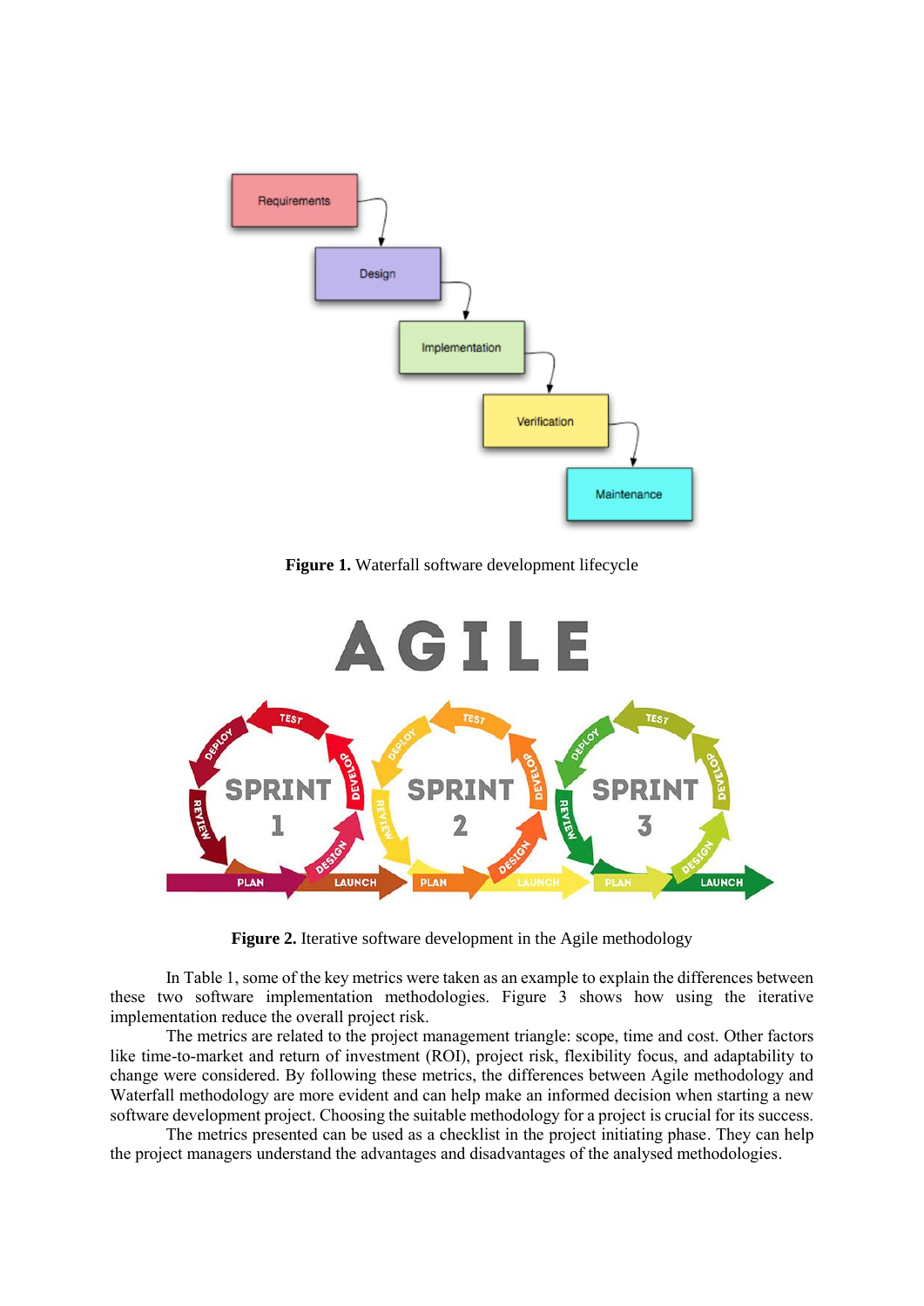**Figure 1.** Waterfall software development lifecycle

**Figure 2.** Iterative software development in the Agile methodology

In Table 1, some of the key metrics were taken as an example to explain the differences between these two software implementation methodologies. Figure 3 shows how using the iterative implementation reduce the overall project risk.

The metrics are related to the project management triangle: scope, time and cost. Other factors like time-to-market and return of investment (ROI), project risk, flexibility focus, and adaptability to change were considered. By following these metrics, the differences between Agile methodology and Waterfall methodology are more evident and can help make an informed decision when starting a new software development project. Choosing the suitable methodology for a project is crucial for its success.

The metrics presented can be used as a checklist in the project initiating phase. They can help the project managers understand the advantages and disadvantages of the analysed methodologies.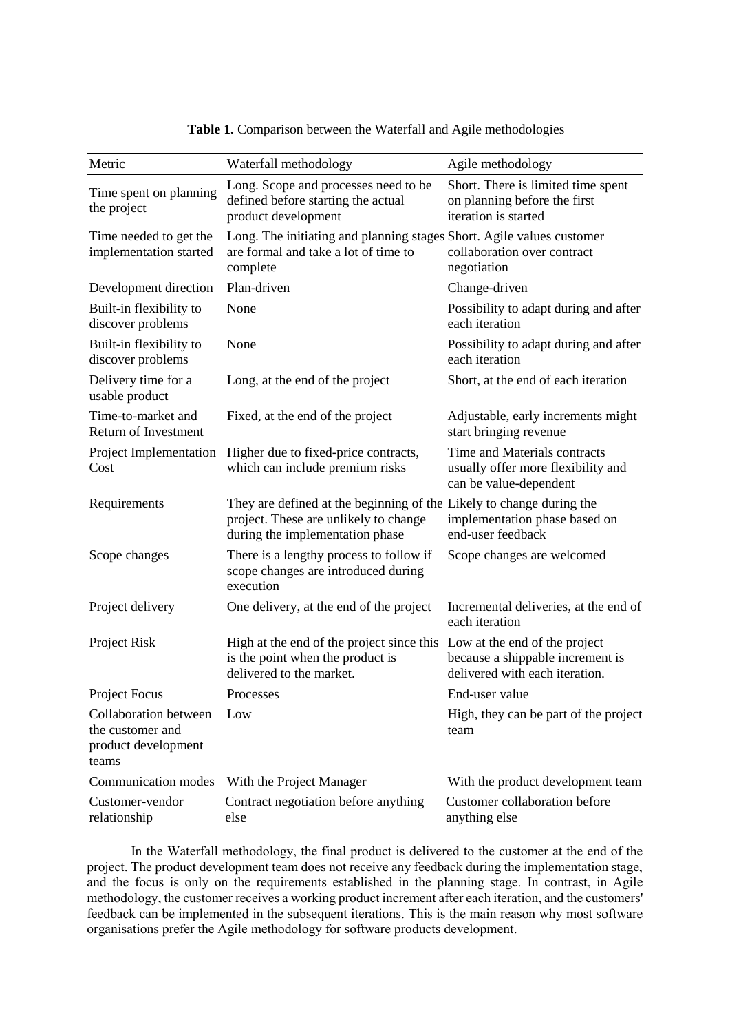**Table 1.** Comparison between the Waterfall and Agile methodologies

| Metric | Waterfall methodology | Agile methodology |
|---|---|---|
| Time spent on planning the project | Long. Scope and processes need to be defined before starting the actual product development | Short. There is limited time spent on planning before the first iteration is started |
| Time needed to get the implementation started | Long. The initiating and planning stages are formal and take a lot of time to complete | Short. Agile values customer collaboration over contract negotiation |
| Development direction | Plan-driven | Change-driven |
| Built-in flexibility to discover problems | None | Possibility to adapt during and after each iteration |
| Built-in flexibility to discover problems | None | Possibility to adapt during and after each iteration |
| Delivery time for a usable product | Long, at the end of the project | Short, at the end of each iteration |
| Time-to-market and Return of Investment | Fixed, at the end of the project | Adjustable, early increments might start bringing revenue |
| Project Implementation Cost | Higher due to fixed-price contracts, which can include premium risks | Time and Materials contracts usually offer more flexibility and can be value-dependent |
| Requirements | They are defined at the beginning of the project. These are unlikely to change during the implementation phase | Likely to change during the implementation phase based on end-user feedback |
| Scope changes | There is a lengthy process to follow if scope changes are introduced during execution | Scope changes are welcomed |
| Project delivery | One delivery, at the end of the project | Incremental deliveries, at the end of each iteration |
| Project Risk | High at the end of the project since this is the point when the product is delivered to the market. | Low at the end of the project because a shippable increment is delivered with each iteration. |
| Project Focus | Processes | End-user value |
| Collaboration between the customer and product development teams | Low | High, they can be part of the project team |
| Communication modes | With the Project Manager | With the product development team |
| Customer-vendor relationship | Contract negotiation before anything else | Customer collaboration before anything else |

In the Waterfall methodology, the final product is delivered to the customer at the end of the project. The product development team does not receive any feedback during the implementation stage, and the focus is only on the requirements established in the planning stage. In contrast, in Agile methodology, the customer receives a working product increment after each iteration, and the customers' feedback can be implemented in the subsequent iterations. This is the main reason why most software organisations prefer the Agile methodology for software products development.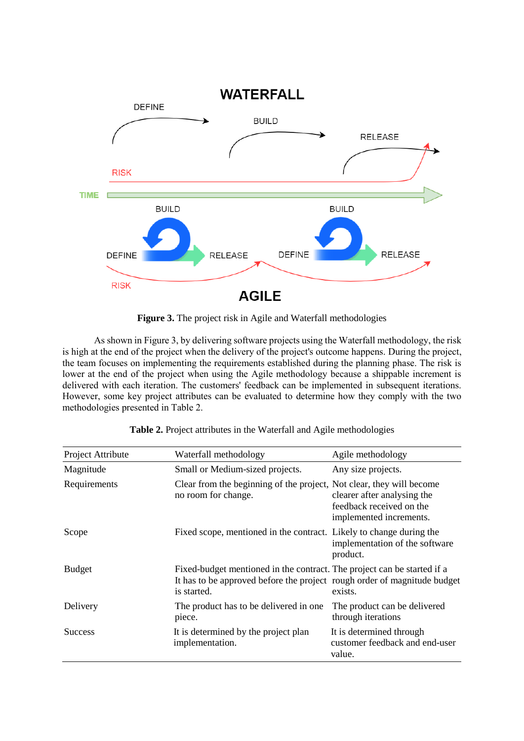**Figure 3.** The project risk in Agile and Waterfall methodologies

As shown in Figure 3, by delivering software projects using the Waterfall methodology, the risk is high at the end of the project when the delivery of the project's outcome happens. During the project, the team focuses on implementing the requirements established during the planning phase. The risk is lower at the end of the project when using the Agile methodology because a shippable increment is delivered with each iteration. The customers' feedback can be implemented in subsequent iterations. However, some key project attributes can be evaluated to determine how they comply with the two methodologies presented in Table 2.

**Table 2.** Project attributes in the Waterfall and Agile methodologies

| Project Attribute | Waterfall methodology | Agile methodology |
|---|---|---|
| Magnitude | Small or Medium-sized projects. | Any size projects. |
| Requirements | Clear from the beginning of the project, no room for change. | Not clear, they will become clearer after analysing the feedback received on the implemented increments. |
| Scope | Fixed scope, mentioned in the contract. | Likely to change during the implementation of the software product. |
| Budget | Fixed-budget mentioned in the contract. It has to be approved before the project is started. | The project can be started if a rough order of magnitude budget exists. |
| Delivery | The product has to be delivered in one piece. | The product can be delivered through iterations |
| Success | It is determined by the project plan implementation. | It is determined through customer feedback and end-user value. |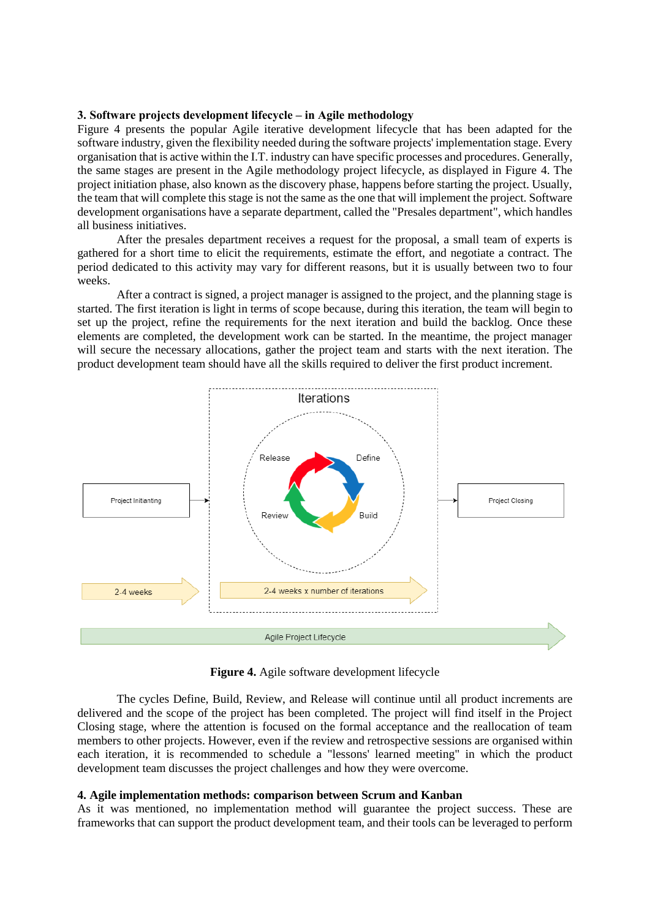### 3. Software projects development lifecycle – in Agile methodology

Figure 4 presents the popular Agile iterative development lifecycle that has been adapted for the software industry, given the flexibility needed during the software projects' implementation stage. Every organisation that is active within the I.T. industry can have specific processes and procedures. Generally, the same stages are present in the Agile methodology project lifecycle, as displayed in Figure 4. The project initiation phase, also known as the discovery phase, happens before starting the project. Usually, the team that will complete this stage is not the same as the one that will implement the project. Software development organisations have a separate department, called the "Presales department", which handles all business initiatives.

After the presales department receives a request for the proposal, a small team of experts is gathered for a short time to elicit the requirements, estimate the effort, and negotiate a contract. The period dedicated to this activity may vary for different reasons, but it is usually between two to four weeks.

After a contract is signed, a project manager is assigned to the project, and the planning stage is started. The first iteration is light in terms of scope because, during this iteration, the team will begin to set up the project, refine the requirements for the next iteration and build the backlog. Once these elements are completed, the development work can be started. In the meantime, the project manager will secure the necessary allocations, gather the project team and starts with the next iteration. The product development team should have all the skills required to deliver the first product increment.

Iterations

Release Define

Review Build

Project Initianting

Project Closing

2-4 weeks

2-4 weeks x number of iterations

Agile Project Lifecycle

**Figure 4.** Agile software development lifecycle

The cycles Define, Build, Review, and Release will continue until all product increments are delivered and the scope of the project has been completed. The project will find itself in the Project Closing stage, where the attention is focused on the formal acceptance and the reallocation of team members to other projects. However, even if the review and retrospective sessions are organised within each iteration, it is recommended to schedule a "lessons' learned meeting" in which the product development team discusses the project challenges and how they were overcome.

### 4. Agile implementation methods: comparison between Scrum and Kanban

As it was mentioned, no implementation method will guarantee the project success. These are frameworks that can support the product development team, and their tools can be leveraged to perform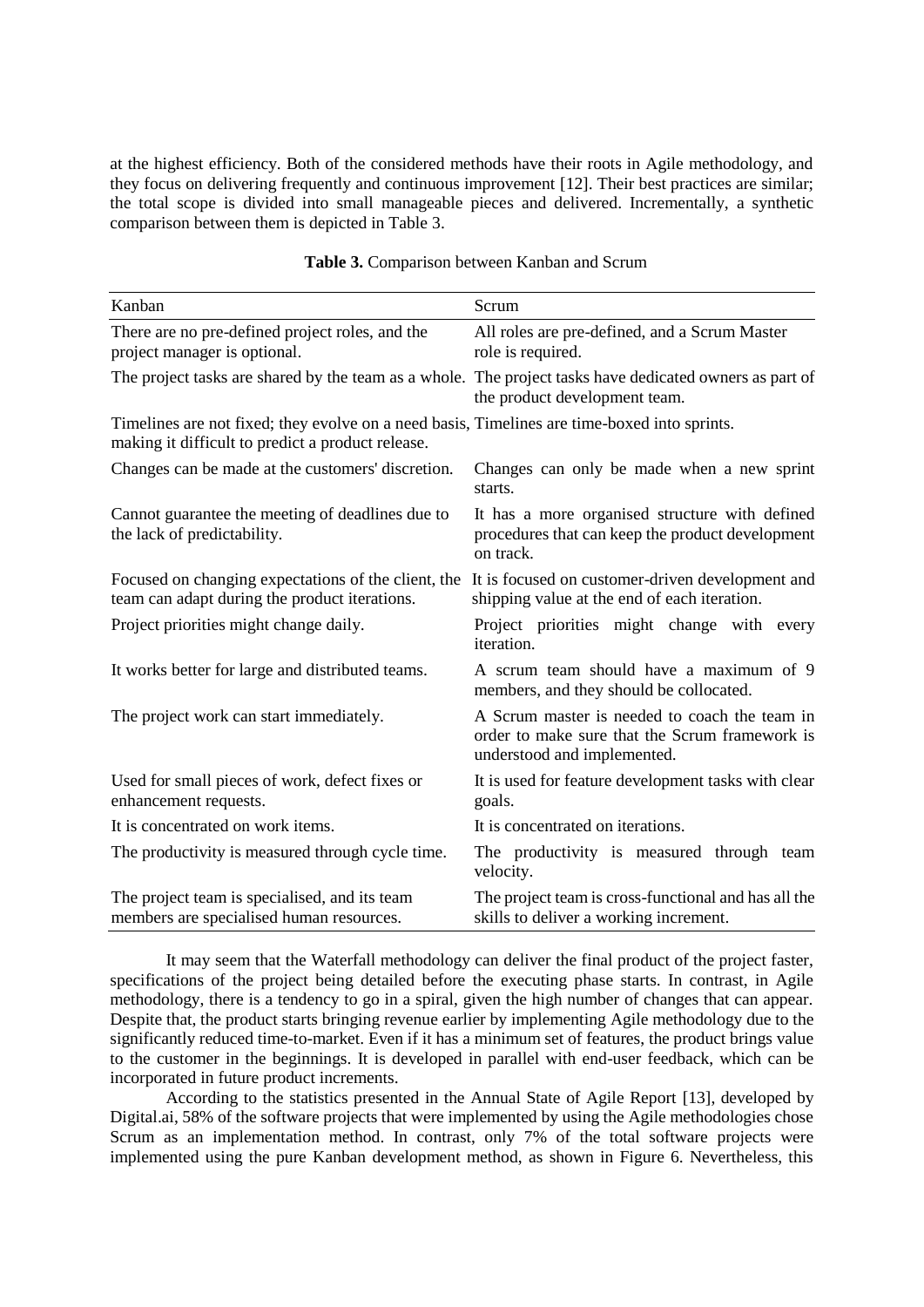at the highest efficiency. Both of the considered methods have their roots in Agile methodology, and they focus on delivering frequently and continuous improvement [12]. Their best practices are similar; the total scope is divided into small manageable pieces and delivered. Incrementally, a synthetic comparison between them is depicted in Table 3.

**Table 3.** Comparison between Kanban and Scrum

| Kanban | Scrum |
|---|---|
| There are no pre-defined project roles, and the project manager is optional. | All roles are pre-defined, and a Scrum Master role is required. |
| The project tasks are shared by the team as a whole. | The project tasks have dedicated owners as part of the product development team. |
| Timelines are not fixed; they evolve on a need basis, making it difficult to predict a product release. | Timelines are time-boxed into sprints. |
| Changes can be made at the customers' discretion. | Changes can only be made when a new sprint starts. |
| Cannot guarantee the meeting of deadlines due to the lack of predictability. | It has a more organised structure with defined procedures that can keep the product development on track. |
| Focused on changing expectations of the client, the team can adapt during the product iterations. | It is focused on customer-driven development and shipping value at the end of each iteration. |
| Project priorities might change daily. | Project priorities might change with every iteration. |
| It works better for large and distributed teams. | A scrum team should have a maximum of 9 members, and they should be collocated. |
| The project work can start immediately. | A Scrum master is needed to coach the team in order to make sure that the Scrum framework is understood and implemented. |
| Used for small pieces of work, defect fixes or enhancement requests. | It is used for feature development tasks with clear goals. |
| It is concentrated on work items. | It is concentrated on iterations. |
| The productivity is measured through cycle time. | The productivity is measured through team velocity. |
| The project team is specialised, and its team members are specialised human resources. | The project team is cross-functional and has all the skills to deliver a working increment. |

It may seem that the Waterfall methodology can deliver the final product of the project faster, specifications of the project being detailed before the executing phase starts. In contrast, in Agile methodology, there is a tendency to go in a spiral, given the high number of changes that can appear. Despite that, the product starts bringing revenue earlier by implementing Agile methodology due to the significantly reduced time-to-market. Even if it has a minimum set of features, the product brings value to the customer in the beginnings. It is developed in parallel with end-user feedback, which can be incorporated in future product increments.

According to the statistics presented in the Annual State of Agile Report [13], developed by Digital.ai, 58% of the software projects that were implemented by using the Agile methodologies chose Scrum as an implementation method. In contrast, only 7% of the total software projects were implemented using the pure Kanban development method, as shown in Figure 6. Nevertheless, this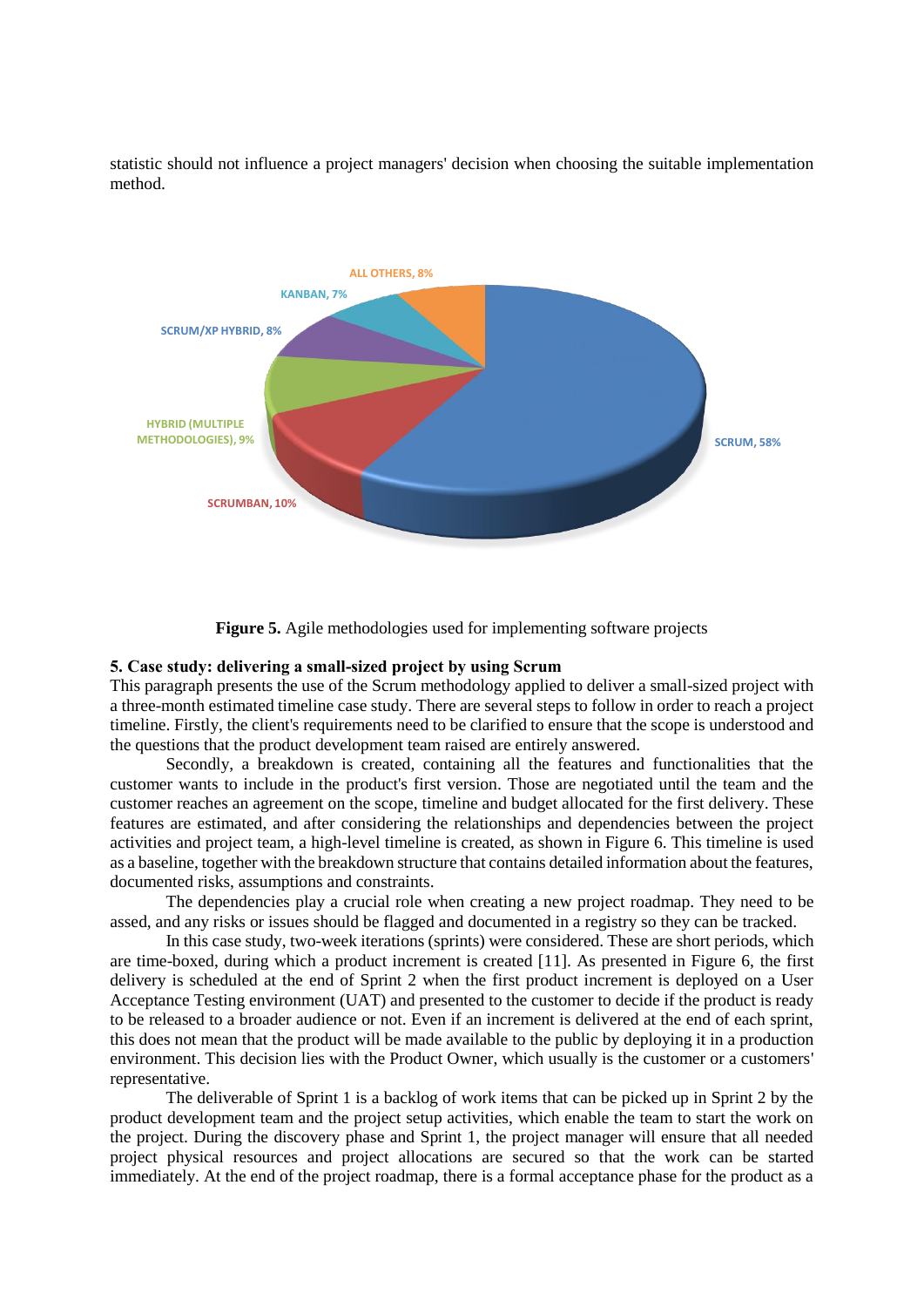statistic should not influence a project managers' decision when choosing the suitable implementation method.

**Figure 5.** Agile methodologies used for implementing software projects

**5. Case study: delivering a small-sized project by using Scrum**

This paragraph presents the use of the Scrum methodology applied to deliver a small-sized project with a three-month estimated timeline case study. There are several steps to follow in order to reach a project timeline. Firstly, the client's requirements need to be clarified to ensure that the scope is understood and the questions that the product development team raised are entirely answered.

Secondly, a breakdown is created, containing all the features and functionalities that the customer wants to include in the product's first version. Those are negotiated until the team and the customer reaches an agreement on the scope, timeline and budget allocated for the first delivery. These features are estimated, and after considering the relationships and dependencies between the project activities and project team, a high-level timeline is created, as shown in Figure 6. This timeline is used as a baseline, together with the breakdown structure that contains detailed information about the features, documented risks, assumptions and constraints.

The dependencies play a crucial role when creating a new project roadmap. They need to be assed, and any risks or issues should be flagged and documented in a registry so they can be tracked.

In this case study, two-week iterations (sprints) were considered. These are short periods, which are time-boxed, during which a product increment is created [11]. As presented in Figure 6, the first delivery is scheduled at the end of Sprint 2 when the first product increment is deployed on a User Acceptance Testing environment (UAT) and presented to the customer to decide if the product is ready to be released to a broader audience or not. Even if an increment is delivered at the end of each sprint, this does not mean that the product will be made available to the public by deploying it in a production environment. This decision lies with the Product Owner, which usually is the customer or a customers' representative.

The deliverable of Sprint 1 is a backlog of work items that can be picked up in Sprint 2 by the product development team and the project setup activities, which enable the team to start the work on the project. During the discovery phase and Sprint 1, the project manager will ensure that all needed project physical resources and project allocations are secured so that the work can be started immediately. At the end of the project roadmap, there is a formal acceptance phase for the product as a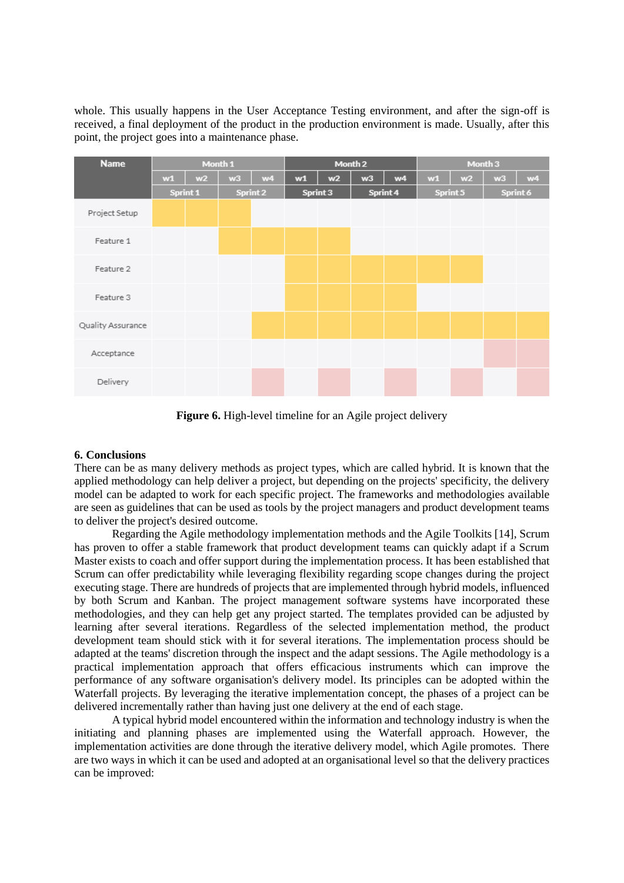whole. This usually happens in the User Acceptance Testing environment, and after the sign-off is received, a final deployment of the product in the production environment is made. Usually, after this point, the project goes into a maintenance phase.

| Name | Month 1 | | | | Month 2 | | | | Month 3 | | | |
|---|---|---|---|---|---|---|---|---|---|---|---|---|
| | w1 | w2 | w3 | w4 | w1 | w2 | w3 | w4 | w1 | w2 | w3 | w4 |
| | Sprint 1 | | Sprint 2 | | Sprint 3 | | Sprint 4 | | Sprint 5 | | Sprint 6 | |
| Project Setup | ■ | ■ | ■ | | | | | | | | | |
| Feature 1 | | | ■ | ■ | ■ | ■ | | | | | | |
| Feature 2 | | | | | ■ | ■ | ■ | ■ | ■ | ■ | | |
| Feature 3 | | | | | ■ | ■ | ■ | ■ | | | | |
| Quality Assurance | | | | ■ | ■ | ■ | ■ | ■ | ■ | ■ | ■ | ■ |
| Acceptance | | | | | | | | | | | ■ | ■ |
| Delivery | | | | ■ | | ■ | | ■ | | ■ | | ■ |

**Figure 6.** High-level timeline for an Agile project delivery

### 6. Conclusions

There can be as many delivery methods as project types, which are called hybrid. It is known that the applied methodology can help deliver a project, but depending on the projects' specificity, the delivery model can be adapted to work for each specific project. The frameworks and methodologies available are seen as guidelines that can be used as tools by the project managers and product development teams to deliver the project's desired outcome.

Regarding the Agile methodology implementation methods and the Agile Toolkits [14], Scrum has proven to offer a stable framework that product development teams can quickly adapt if a Scrum Master exists to coach and offer support during the implementation process. It has been established that Scrum can offer predictability while leveraging flexibility regarding scope changes during the project executing stage. There are hundreds of projects that are implemented through hybrid models, influenced by both Scrum and Kanban. The project management software systems have incorporated these methodologies, and they can help get any project started. The templates provided can be adjusted by learning after several iterations. Regardless of the selected implementation method, the product development team should stick with it for several iterations. The implementation process should be adapted at the teams' discretion through the inspect and the adapt sessions. The Agile methodology is a practical implementation approach that offers efficacious instruments which can improve the performance of any software organisation's delivery model. Its principles can be adopted within the Waterfall projects. By leveraging the iterative implementation concept, the phases of a project can be delivered incrementally rather than having just one delivery at the end of each stage.

A typical hybrid model encountered within the information and technology industry is when the initiating and planning phases are implemented using the Waterfall approach. However, the implementation activities are done through the iterative delivery model, which Agile promotes. There are two ways in which it can be used and adopted at an organisational level so that the delivery practices can be improved: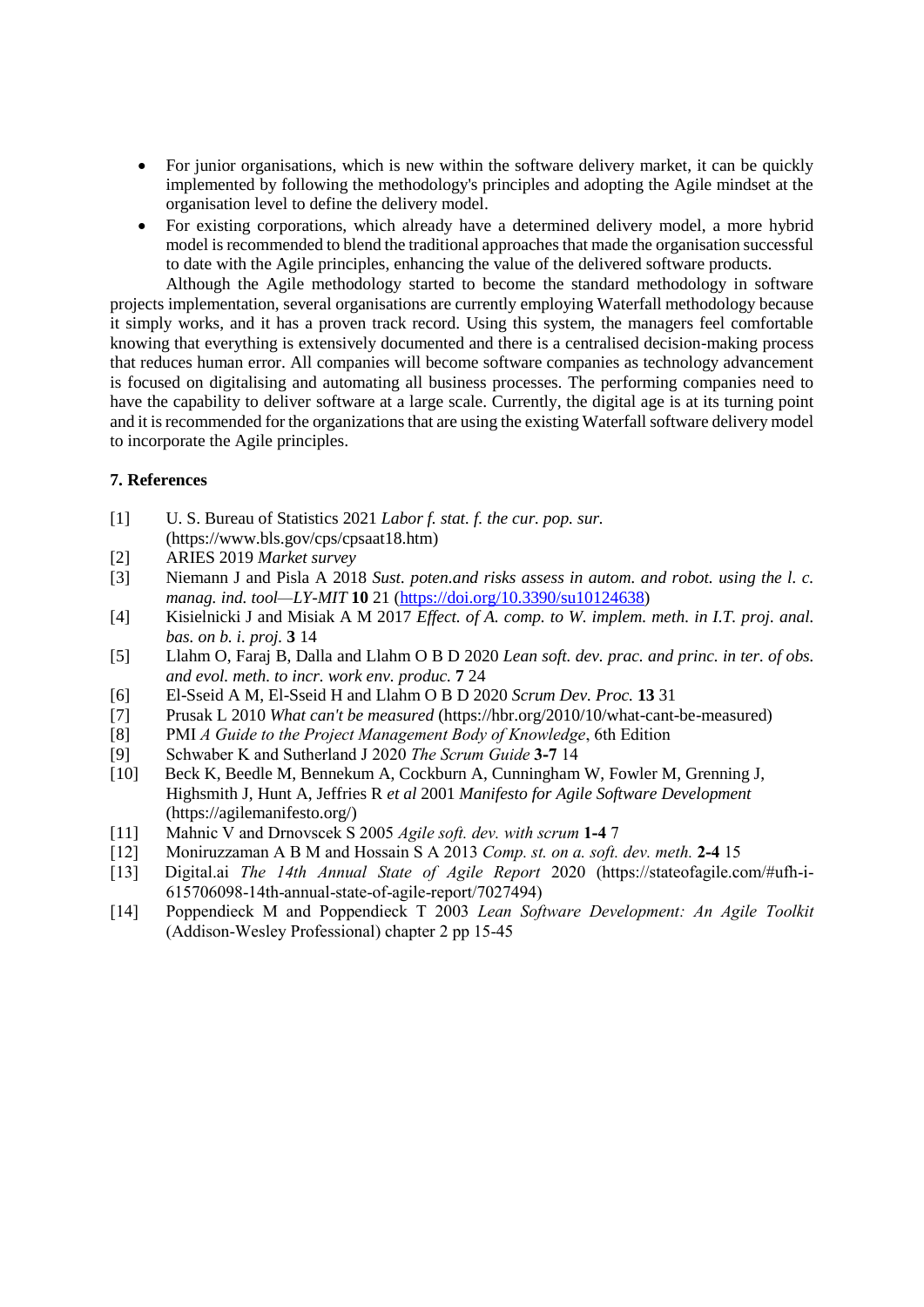- For junior organisations, which is new within the software delivery market, it can be quickly implemented by following the methodology's principles and adopting the Agile mindset at the organisation level to define the delivery model.
- For existing corporations, which already have a determined delivery model, a more hybrid model is recommended to blend the traditional approaches that made the organisation successful to date with the Agile principles, enhancing the value of the delivered software products.

Although the Agile methodology started to become the standard methodology in software projects implementation, several organisations are currently employing Waterfall methodology because it simply works, and it has a proven track record. Using this system, the managers feel comfortable knowing that everything is extensively documented and there is a centralised decision-making process that reduces human error. All companies will become software companies as technology advancement is focused on digitalising and automating all business processes. The performing companies need to have the capability to deliver software at a large scale. Currently, the digital age is at its turning point and it is recommended for the organizations that are using the existing Waterfall software delivery model to incorporate the Agile principles.

## 7. References

[1] U. S. Bureau of Statistics 2021 *Labor f. stat. f. the cur. pop. sur.* (https://www.bls.gov/cps/cpsaat18.htm)

[2] ARIES 2019 *Market survey*

[3] Niemann J and Pisla A 2018 *Sust. poten.and risks assess in autom. and robot. using the l. c. manag. ind. tool—LY-MIT* **10** 21 (https://doi.org/10.3390/su10124638)

[4] Kisielnicki J and Misiak A M 2017 *Effect. of A. comp. to W. implem. meth. in I.T. proj. anal. bas. on b. i. proj.* **3** 14

[5] Llahm O, Faraj B, Dalla and Llahm O B D 2020 *Lean soft. dev. prac. and princ. in ter. of obs. and evol. meth. to incr. work env. produc.* **7** 24

[6] El-Sseid A M, El-Sseid H and Llahm O B D 2020 *Scrum Dev. Proc.* **13** 31

[7] Prusak L 2010 *What can't be measured* (https://hbr.org/2010/10/what-cant-be-measured)

[8] PMI *A Guide to the Project Management Body of Knowledge*, 6th Edition

[9] Schwaber K and Sutherland J 2020 *The Scrum Guide* **3-7** 14

[10] Beck K, Beedle M, Bennekum A, Cockburn A, Cunningham W, Fowler M, Grenning J, Highsmith J, Hunt A, Jeffries R *et al* 2001 *Manifesto for Agile Software Development* (https://agilemanifesto.org/)

[11] Mahnic V and Drnovscek S 2005 *Agile soft. dev. with scrum* **1-4** 7

[12] Moniruzzaman A B M and Hossain S A 2013 *Comp. st. on a. soft. dev. meth.* **2-4** 15

[13] Digital.ai *The 14th Annual State of Agile Report* 2020 (https://stateofagile.com/#ufh-i-615706098-14th-annual-state-of-agile-report/7027494)

[14] Poppendieck M and Poppendieck T 2003 *Lean Software Development: An Agile Toolkit* (Addison-Wesley Professional) chapter 2 pp 15-45